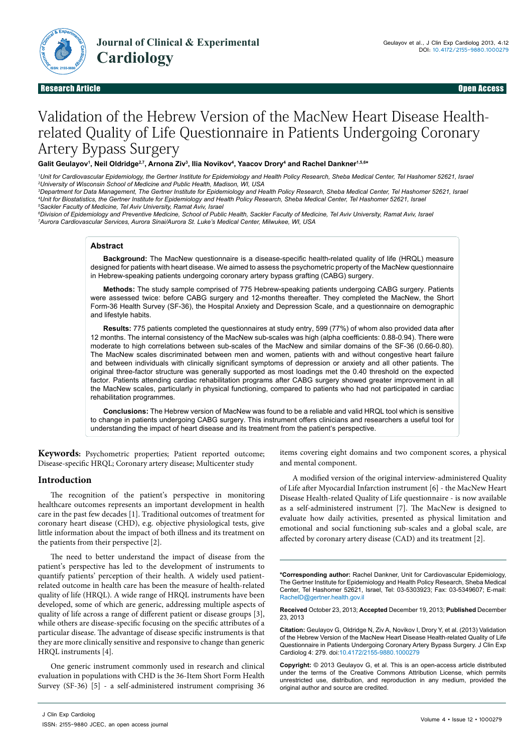Research Article | Open Access

# Validation of the Hebrew Version of the MacNew Heart Disease Health-related Quality of Life Questionnaire in Patients Undergoing Coronary Artery Bypass Surgery

**Galit Geulayov[1], Neil Oldridge[2,7], Arnona Ziv[3], Ilia Novikov[4], Yaacov Drory[4] and Rachel Dankner[1,5,6*]**

[1]Unit for Cardiovascular Epidemiology, the Gertner Institute for Epidemiology and Health Policy Research, Sheba Medical Center, Tel Hashomer 52621, Israel
[2]University of Wisconsin School of Medicine and Public Health, Madison, WI, USA
[3]Department for Data Management, The Gertner Institute for Epidemiology and Health Policy Research, Sheba Medical Center, Tel Hashomer 52621, Israel
[4]Unit for Biostatistics, the Gertner Institute for Epidemiology and Health Policy Research, Sheba Medical Center, Tel Hashomer 52621, Israel
[5]Sackler Faculty of Medicine, Tel Aviv University, Ramat Aviv, Israel
[6]Division of Epidemiology and Preventive Medicine, School of Public Health, Sackler Faculty of Medicine, Tel Aviv University, Ramat Aviv, Israel
[7]Aurora Cardiovascular Services, Aurora Sinai/Aurora St. Luke's Medical Center, Milwukee, WI, USA

## Abstract

**Background:** The MacNew questionnaire is a disease-specific health-related quality of life (HRQL) measure designed for patients with heart disease. We aimed to assess the psychometric property of the MacNew questionnaire in Hebrew-speaking patients undergoing coronary artery bypass grafting (CABG) surgery.

**Methods:** The study sample comprised of 775 Hebrew-speaking patients undergoing CABG surgery. Patients were assessed twice: before CABG surgery and 12-months thereafter. They completed the MacNew, the Short Form-36 Health Survey (SF-36), the Hospital Anxiety and Depression Scale, and a questionnaire on demographic and lifestyle habits.

**Results:** 775 patients completed the questionnaires at study entry, 599 (77%) of whom also provided data after 12 months. The internal consistency of the MacNew sub-scales was high (alpha coefficients: 0.88-0.94). There were moderate to high correlations between sub-scales of the MacNew and similar domains of the SF-36 (0.66-0.80). The MacNew scales discriminated between men and women, patients with and without congestive heart failure and between individuals with clinically significant symptoms of depression or anxiety and all other patients. The original three-factor structure was generally supported as most loadings met the 0.40 threshold on the expected factor. Patients attending cardiac rehabilitation programs after CABG surgery showed greater improvement in all the MacNew scales, particularly in physical functioning, compared to patients who had not participated in cardiac rehabilitation programmes.

**Conclusions:** The Hebrew version of MacNew was found to be a reliable and valid HRQL tool which is sensitive to change in patients undergoing CABG surgery. This instrument offers clinicians and researchers a useful tool for understanding the impact of heart disease and its treatment from the patient's perspective.

**Keywords:** Psychometric properties; Patient reported outcome; Disease-specific HRQL; Coronary artery disease; Multicenter study

## Introduction

The recognition of the patient's perspective in monitoring healthcare outcomes represents an important development in health care in the past few decades [1]. Traditional outcomes of treatment for coronary heart disease (CHD), e.g. objective physiological tests, give little information about the impact of both illness and its treatment on the patients from their perspective [2].

The need to better understand the impact of disease from the patient's perspective has led to the development of instruments to quantify patients' perception of their health. A widely used patient-related outcome in health care has been the measure of health-related quality of life (HRQL). A wide range of HRQL instruments have been developed, some of which are generic, addressing multiple aspects of quality of life across a range of different patient or disease groups [3], while others are disease-specific focusing on the specific attributes of a particular disease. The advantage of disease specific instruments is that they are more clinically sensitive and responsive to change than generic HRQL instruments [4].

One generic instrument commonly used in research and clinical evaluation in populations with CHD is the 36-Item Short Form Health Survey (SF-36) [5] - a self-administered instrument comprising 36 items covering eight domains and two component scores, a physical and mental component.

A modified version of the original interview-administered Quality of Life after Myocardial Infarction instrument [6] - the MacNew Heart Disease Health-related Quality of Life questionnaire - is now available as a self-administered instrument [7]. The MacNew is designed to evaluate how daily activities, presented as physical limitation and emotional and social functioning sub-scales and a global scale, are affected by coronary artery disease (CAD) and its treatment [2].

**\*Corresponding author:** Rachel Dankner, Unit for Cardiovascular Epidemiology, The Gertner Institute for Epidemiology and Health Policy Research, Sheba Medical Center, Tel Hashomer 52621, Israel, Tel: 03-5303923; Fax: 03-5349607; E-mail: RachelD@gertner.health.gov.il

**Received** October 23, 2013; **Accepted** December 19, 2013; **Published** December 23, 2013

**Citation:** Geulayov G, Oldridge N, Ziv A, Novikov I, Drory Y, et al. (2013) Validation of the Hebrew Version of the MacNew Heart Disease Health-related Quality of Life Questionnaire in Patients Undergoing Coronary Artery Bypass Surgery. J Clin Exp Cardiolog 4: 279. doi:10.4172/2155-9880.1000279

**Copyright:** © 2013 Geulayov G, et al. This is an open-access article distributed under the terms of the Creative Commons Attribution License, which permits unrestricted use, distribution, and reproduction in any medium, provided the original author and source are credited.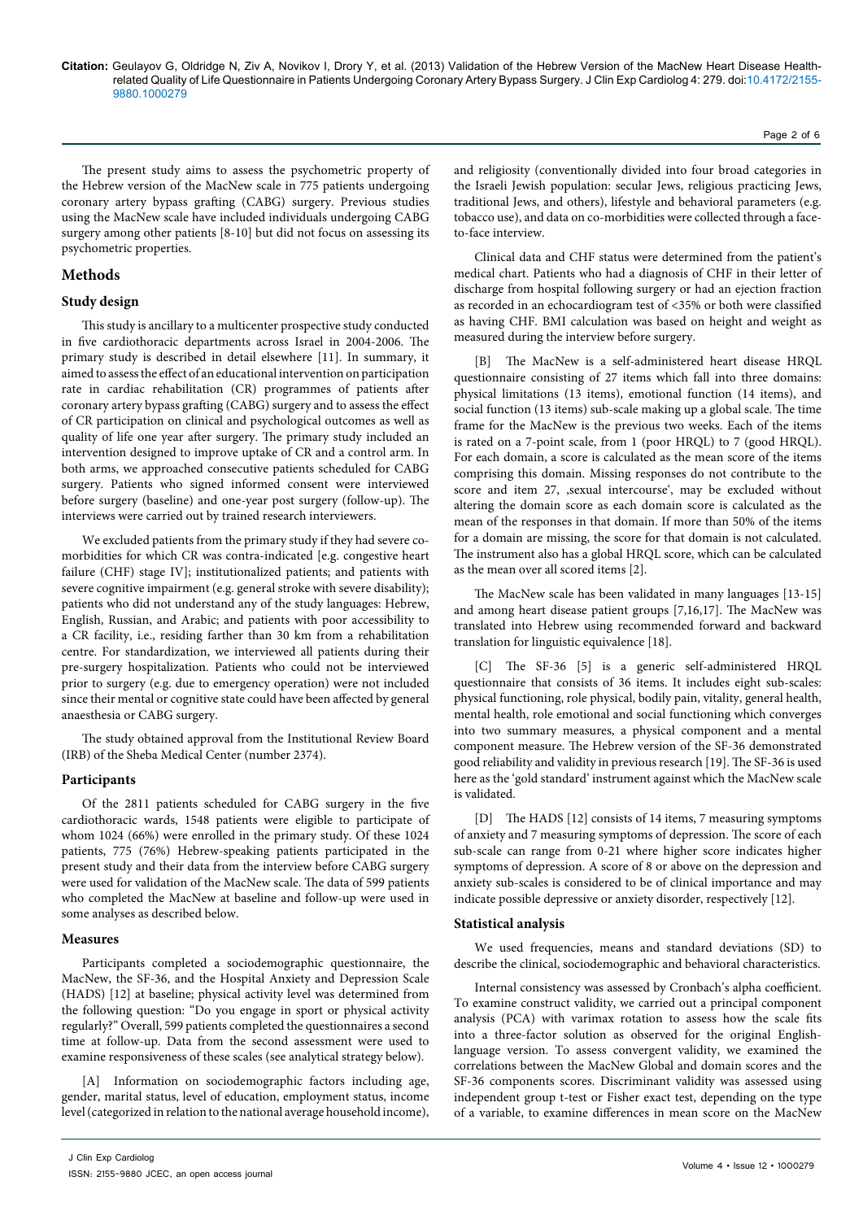The present study aims to assess the psychometric property of the Hebrew version of the MacNew scale in 775 patients undergoing coronary artery bypass grafting (CABG) surgery. Previous studies using the MacNew scale have included individuals undergoing CABG surgery among other patients [8-10] but did not focus on assessing its psychometric properties.

## Methods

### Study design

This study is ancillary to a multicenter prospective study conducted in five cardiothoracic departments across Israel in 2004-2006. The primary study is described in detail elsewhere [11]. In summary, it aimed to assess the effect of an educational intervention on participation rate in cardiac rehabilitation (CR) programmes of patients after coronary artery bypass grafting (CABG) surgery and to assess the effect of CR participation on clinical and psychological outcomes as well as quality of life one year after surgery. The primary study included an intervention designed to improve uptake of CR and a control arm. In both arms, we approached consecutive patients scheduled for CABG surgery. Patients who signed informed consent were interviewed before surgery (baseline) and one-year post surgery (follow-up). The interviews were carried out by trained research interviewers.

We excluded patients from the primary study if they had severe co-morbidities for which CR was contra-indicated [e.g. congestive heart failure (CHF) stage IV]; institutionalized patients; and patients with severe cognitive impairment (e.g. general stroke with severe disability); patients who did not understand any of the study languages: Hebrew, English, Russian, and Arabic; and patients with poor accessibility to a CR facility, i.e., residing farther than 30 km from a rehabilitation centre. For standardization, we interviewed all patients during their pre-surgery hospitalization. Patients who could not be interviewed prior to surgery (e.g. due to emergency operation) were not included since their mental or cognitive state could have been affected by general anaesthesia or CABG surgery.

The study obtained approval from the Institutional Review Board (IRB) of the Sheba Medical Center (number 2374).

### Participants

Of the 2811 patients scheduled for CABG surgery in the five cardiothoracic wards, 1548 patients were eligible to participate of whom 1024 (66%) were enrolled in the primary study. Of these 1024 patients, 775 (76%) Hebrew-speaking patients participated in the present study and their data from the interview before CABG surgery were used for validation of the MacNew scale. The data of 599 patients who completed the MacNew at baseline and follow-up were used in some analyses as described below.

### Measures

Participants completed a sociodemographic questionnaire, the MacNew, the SF-36, and the Hospital Anxiety and Depression Scale (HADS) [12] at baseline; physical activity level was determined from the following question: "Do you engage in sport or physical activity regularly?" Overall, 599 patients completed the questionnaires a second time at follow-up. Data from the second assessment were used to examine responsiveness of these scales (see analytical strategy below).

[A] Information on sociodemographic factors including age, gender, marital status, level of education, employment status, income level (categorized in relation to the national average household income), and religiosity (conventionally divided into four broad categories in the Israeli Jewish population: secular Jews, religious practicing Jews, traditional Jews, and others), lifestyle and behavioral parameters (e.g. tobacco use), and data on co-morbidities were collected through a face-to-face interview.

Clinical data and CHF status were determined from the patient's medical chart. Patients who had a diagnosis of CHF in their letter of discharge from hospital following surgery or had an ejection fraction as recorded in an echocardiogram test of <35% or both were classified as having CHF. BMI calculation was based on height and weight as measured during the interview before surgery.

[B] The MacNew is a self-administered heart disease HRQL questionnaire consisting of 27 items which fall into three domains: physical limitations (13 items), emotional function (14 items), and social function (13 items) sub-scale making up a global scale. The time frame for the MacNew is the previous two weeks. Each of the items is rated on a 7-point scale, from 1 (poor HRQL) to 7 (good HRQL). For each domain, a score is calculated as the mean score of the items comprising this domain. Missing responses do not contribute to the score and item 27, ‚sexual intercourse', may be excluded without altering the domain score as each domain score is calculated as the mean of the responses in that domain. If more than 50% of the items for a domain are missing, the score for that domain is not calculated. The instrument also has a global HRQL score, which can be calculated as the mean over all scored items [2].

The MacNew scale has been validated in many languages [13-15] and among heart disease patient groups [7,16,17]. The MacNew was translated into Hebrew using recommended forward and backward translation for linguistic equivalence [18].

[C] The SF-36 [5] is a generic self-administered HRQL questionnaire that consists of 36 items. It includes eight sub-scales: physical functioning, role physical, bodily pain, vitality, general health, mental health, role emotional and social functioning which converges into two summary measures, a physical component and a mental component measure. The Hebrew version of the SF-36 demonstrated good reliability and validity in previous research [19]. The SF-36 is used here as the 'gold standard' instrument against which the MacNew scale is validated.

[D] The HADS [12] consists of 14 items, 7 measuring symptoms of anxiety and 7 measuring symptoms of depression. The score of each sub-scale can range from 0-21 where higher score indicates higher symptoms of depression. A score of 8 or above on the depression and anxiety sub-scales is considered to be of clinical importance and may indicate possible depressive or anxiety disorder, respectively [12].

### Statistical analysis

We used frequencies, means and standard deviations (SD) to describe the clinical, sociodemographic and behavioral characteristics.

Internal consistency was assessed by Cronbach's alpha coefficient. To examine construct validity, we carried out a principal component analysis (PCA) with varimax rotation to assess how the scale fits into a three-factor solution as observed for the original English-language version. To assess convergent validity, we examined the correlations between the MacNew Global and domain scores and the SF-36 components scores. Discriminant validity was assessed using independent group t-test or Fisher exact test, depending on the type of a variable, to examine differences in mean score on the MacNew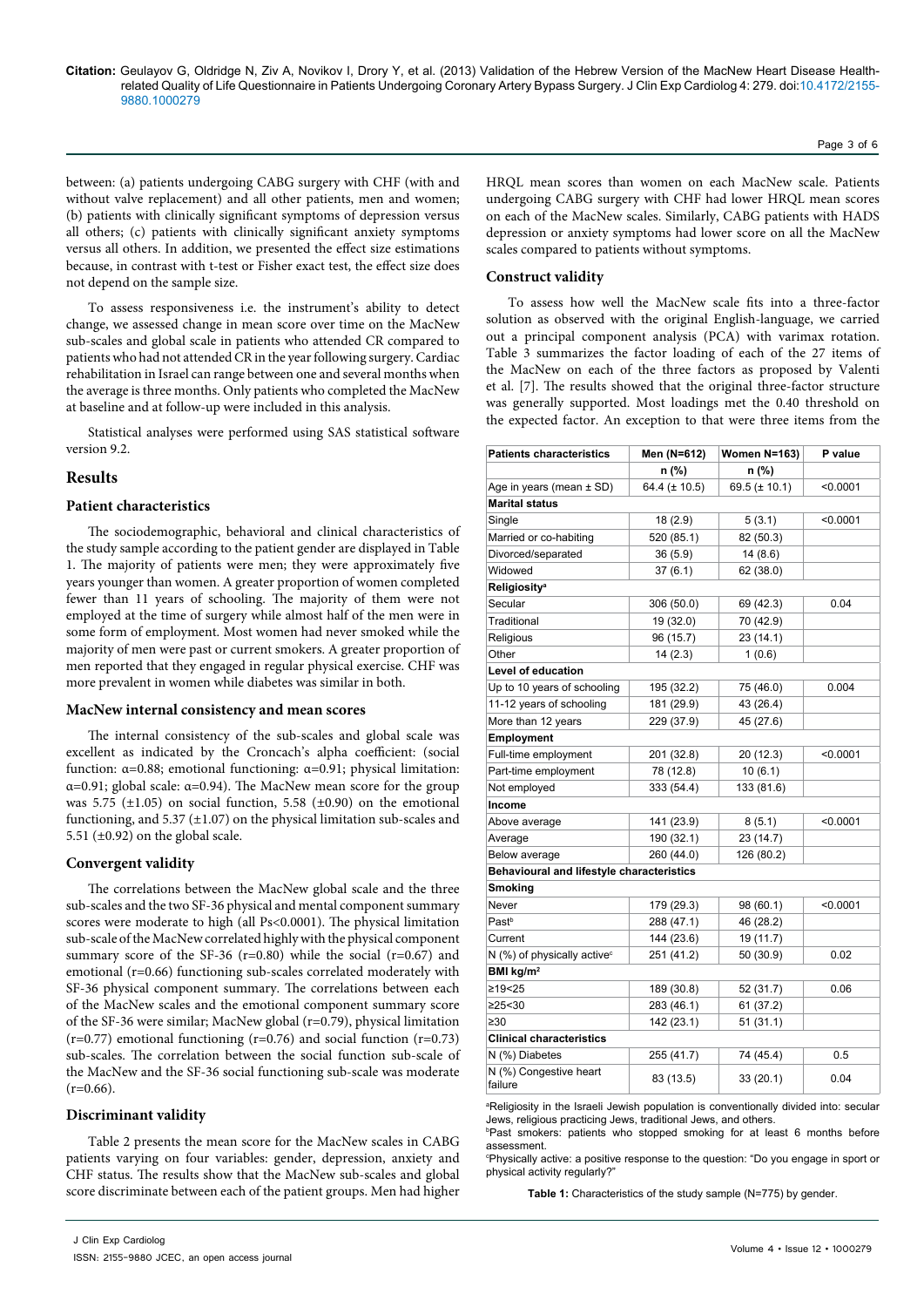between: (a) patients undergoing CABG surgery with CHF (with and without valve replacement) and all other patients, men and women; (b) patients with clinically significant symptoms of depression versus all others; (c) patients with clinically significant anxiety symptoms versus all others. In addition, we presented the effect size estimations because, in contrast with t-test or Fisher exact test, the effect size does not depend on the sample size.

To assess responsiveness i.e. the instrument's ability to detect change, we assessed change in mean score over time on the MacNew sub-scales and global scale in patients who attended CR compared to patients who had not attended CR in the year following surgery. Cardiac rehabilitation in Israel can range between one and several months while the average is three months. Only patients who completed the MacNew at baseline and at follow-up were included in this analysis.

Statistical analyses were performed using SAS statistical software version 9.2.

## Results

### Patient characteristics

The sociodemographic, behavioral and clinical characteristics of the study sample according to the patient gender are displayed in Table 1. The majority of patients were men; they were approximately five years younger than women. A greater proportion of women completed fewer than 11 years of schooling. The majority of them were not employed at the time of surgery while almost half of the men were in some form of employment. Most women had never smoked while the majority of men were past or current smokers. A greater proportion of men reported that they engaged in regular physical exercise. CHF was more prevalent in women while diabetes was similar in both.

### MacNew internal consistency and mean scores

The internal consistency of the sub-scales and global scale was excellent as indicated by the Croncach's alpha coefficient: (social function: $\alpha$=0.88; emotional functioning: $\alpha$=0.91; physical limitation: $\alpha$=0.91; global scale: $\alpha$=0.94). The MacNew mean score for the group was 5.75 ($\pm$1.05) on social function, 5.58 ($\pm$0.90) on the emotional functioning, and 5.37 ($\pm$1.07) on the physical limitation sub-scales and 5.51 ($\pm$0.92) on the global scale.

### Convergent validity

The correlations between the MacNew global scale and the three sub-scales and the two SF-36 physical and mental component summary scores were moderate to high (all Ps<0.0001). The physical limitation sub-scale of the MacNew correlated highly with the physical component summary score of the SF-36 (r=0.80) while the social (r=0.67) and emotional (r=0.66) functioning sub-scales correlated moderately with SF-36 physical component summary. The correlations between each of the MacNew scales and the emotional component summary score of the SF-36 were similar; MacNew global (r=0.79), physical limitation (r=0.77) emotional functioning (r=0.76) and social function (r=0.73) sub-scales. The correlation between the social function sub-scale of the MacNew and the SF-36 social functioning sub-scale was moderate (r=0.66).

### Discriminant validity

Table 2 presents the mean score for the MacNew scales in CABG patients varying on four variables: gender, depression, anxiety and CHF status. The results show that the MacNew sub-scales and global score discriminate between each of the patient groups. Men had higher HRQL mean scores than women on each MacNew scale. Patients undergoing CABG surgery with CHF had lower HRQL mean scores on each of the MacNew scales. Similarly, CABG patients with HADS depression or anxiety symptoms had lower score on all the MacNew scales compared to patients without symptoms.

### Construct validity

To assess how well the MacNew scale fits into a three-factor solution as observed with the original English-language, we carried out a principal component analysis (PCA) with varimax rotation. Table 3 summarizes the factor loading of each of the 27 items of the MacNew on each of the three factors as proposed by Valenti et al. [7]. The results showed that the original three-factor structure was generally supported. Most loadings met the 0.40 threshold on the expected factor. An exception to that were three items from the

| Patients characteristics | Men (N=612) | Women N=163) | P value |
|---|---|---|---|
| | n (%) | n (%) | |
| Age in years (mean ± SD) | 64.4 (± 10.5) | 69.5 (± 10.1) | <0.0001 |
| **Marital status** | | | |
| Single | 18 (2.9) | 5 (3.1) | <0.0001 |
| Married or co-habiting | 520 (85.1) | 82 (50.3) | |
| Divorced/separated | 36 (5.9) | 14 (8.6) | |
| Widowed | 37 (6.1) | 62 (38.0) | |
| **Religiosity[a]** | | | |
| Secular | 306 (50.0) | 69 (42.3) | 0.04 |
| Traditional | 19 (32.0) | 70 (42.9) | |
| Religious | 96 (15.7) | 23 (14.1) | |
| Other | 14 (2.3) | 1 (0.6) | |
| **Level of education** | | | |
| Up to 10 years of schooling | 195 (32.2) | 75 (46.0) | 0.004 |
| 11-12 years of schooling | 181 (29.9) | 43 (26.4) | |
| More than 12 years | 229 (37.9) | 45 (27.6) | |
| **Employment** | | | |
| Full-time employment | 201 (32.8) | 20 (12.3) | <0.0001 |
| Part-time employment | 78 (12.8) | 10 (6.1) | |
| Not employed | 333 (54.4) | 133 (81.6) | |
| **Income** | | | |
| Above average | 141 (23.9) | 8 (5.1) | <0.0001 |
| Average | 190 (32.1) | 23 (14.7) | |
| Below average | 260 (44.0) | 126 (80.2) | |
| **Behavioural and lifestyle characteristics** | | | |
| **Smoking** | | | |
| Never | 179 (29.3) | 98 (60.1) | <0.0001 |
| Past[b] | 288 (47.1) | 46 (28.2) | |
| Current | 144 (23.6) | 19 (11.7) | |
| N (%) of physically active[c] | 251 (41.2) | 50 (30.9) | 0.02 |
| **BMI kg/m²** | | | |
| ≥19<25 | 189 (30.8) | 52 (31.7) | 0.06 |
| ≥25<30 | 283 (46.1) | 61 (37.2) | |
| ≥30 | 142 (23.1) | 51 (31.1) | |
| **Clinical characteristics** | | | |
| N (%) Diabetes | 255 (41.7) | 74 (45.4) | 0.5 |
| N (%) Congestive heart failure | 83 (13.5) | 33 (20.1) | 0.04 |

[a]Religiosity in the Israeli Jewish population is conventionally divided into: secular Jews, religious practicing Jews, traditional Jews, and others.
[b]Past smokers: patients who stopped smoking for at least 6 months before assessment.
[c]Physically active: a positive response to the question: "Do you engage in sport or physical activity regularly?"

**Table 1:** Characteristics of the study sample (N=775) by gender.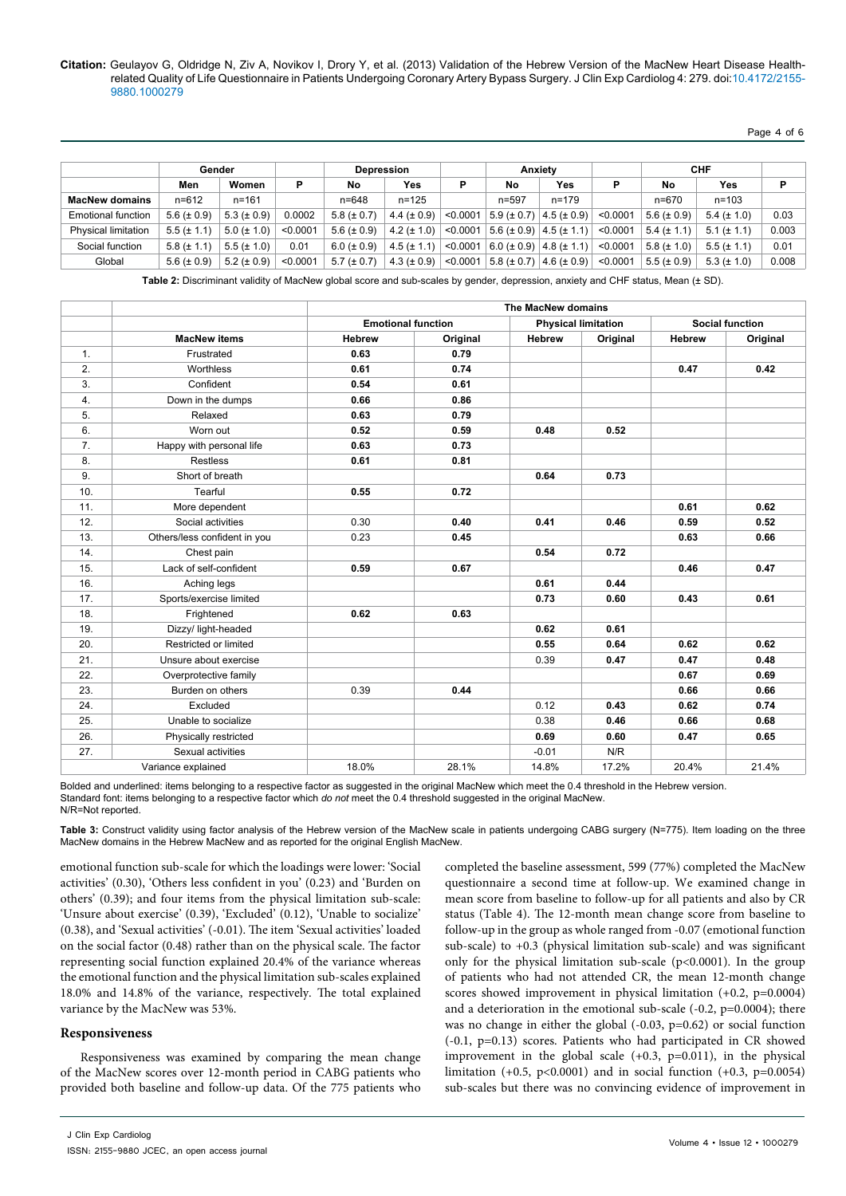| | Gender | | | Depression | | | Anxiety | | | CHF | | |
|---|---|---|---|---|---|---|---|---|---|---|---|---|
| | Men | Women | P | No | Yes | P | No | Yes | P | No | Yes | P |
| **MacNew domains** | n=612 | n=161 | | n=648 | n=125 | | n=597 | n=179 | | n=670 | n=103 | |
| Emotional function | 5.6 (± 0.9) | 5.3 (± 0.9) | 0.0002 | 5.8 (± 0.7) | 4.4 (± 0.9) | <0.0001 | 5.9 (± 0.7) | 4.5 (± 0.9) | <0.0001 | 5.6 (± 0.9) | 5.4 (± 1.0) | 0.03 |
| Physical limitation | 5.5 (± 1.1) | 5.0 (± 1.0) | <0.0001 | 5.6 (± 0.9) | 4.2 (± 1.0) | <0.0001 | 5.6 (± 0.9) | 4.5 (± 1.1) | <0.0001 | 5.4 (± 1.1) | 5.1 (± 1.1) | 0.003 |
| Social function | 5.8 (± 1.1) | 5.5 (± 1.0) | 0.01 | 6.0 (± 0.9) | 4.5 (± 1.1) | <0.0001 | 6.0 (± 0.9) | 4.8 (± 1.1) | <0.0001 | 5.8 (± 1.0) | 5.5 (± 1.1) | 0.01 |
| Global | 5.6 (± 0.9) | 5.2 (± 0.9) | <0.0001 | 5.7 (± 0.7) | 4.3 (± 0.9) | <0.0001 | 5.8 (± 0.7) | 4.6 (± 0.9) | <0.0001 | 5.5 (± 0.9) | 5.3 (± 1.0) | 0.008 |

**Table 2:** Discriminant validity of MacNew global score and sub-scales by gender, depression, anxiety and CHF status, Mean (± SD).

| | | The MacNew domains | | | | | |
|---|---|---|---|---|---|---|---|
| | | Emotional function | | Physical limitation | | Social function | |
| | **MacNew items** | **Hebrew** | **Original** | **Hebrew** | **Original** | **Hebrew** | **Original** |
| 1. | Frustrated | **0.63** | **0.79** | | | | |
| 2. | Worthless | **0.61** | **0.74** | | | **0.47** | **0.42** |
| 3. | Confident | **0.54** | **0.61** | | | | |
| 4. | Down in the dumps | **0.66** | **0.86** | | | | |
| 5. | Relaxed | **0.63** | **0.79** | | | | |
| 6. | Worn out | **0.52** | **0.59** | **0.48** | **0.52** | | |
| 7. | Happy with personal life | **0.63** | **0.73** | | | | |
| 8. | Restless | **0.61** | **0.81** | | | | |
| 9. | Short of breath | | | **0.64** | **0.73** | | |
| 10. | Tearful | **0.55** | **0.72** | | | | |
| 11. | More dependent | | | | | **0.61** | **0.62** |
| 12. | Social activities | 0.30 | **0.40** | **0.41** | **0.46** | **0.59** | **0.52** |
| 13. | Others/less confident in you | 0.23 | **0.45** | | | **0.63** | **0.66** |
| 14. | Chest pain | | | **0.54** | **0.72** | | |
| 15. | Lack of self-confident | **0.59** | **0.67** | | | **0.46** | **0.47** |
| 16. | Aching legs | | | **0.61** | **0.44** | | |
| 17. | Sports/exercise limited | | | **0.73** | **0.60** | **0.43** | **0.61** |
| 18. | Frightened | **0.62** | **0.63** | | | | |
| 19. | Dizzy/ light-headed | | | **0.62** | **0.61** | | |
| 20. | Restricted or limited | | | **0.55** | **0.64** | **0.62** | **0.62** |
| 21. | Unsure about exercise | | | 0.39 | **0.47** | **0.47** | **0.48** |
| 22. | Overprotective family | | | | | **0.67** | **0.69** |
| 23. | Burden on others | 0.39 | **0.44** | | | **0.66** | **0.66** |
| 24. | Excluded | | | 0.12 | **0.43** | **0.62** | **0.74** |
| 25. | Unable to socialize | | | 0.38 | **0.46** | **0.66** | **0.68** |
| 26. | Physically restricted | | | **0.69** | **0.60** | **0.47** | **0.65** |
| 27. | Sexual activities | | | -0.01 | N/R | | |
| | Variance explained | 18.0% | 28.1% | 14.8% | 17.2% | 20.4% | 21.4% |

Bolded and underlined: items belonging to a respective factor as suggested in the original MacNew which meet the 0.4 threshold in the Hebrew version.
Standard font: items belonging to a respective factor which *do not* meet the 0.4 threshold suggested in the original MacNew.
N/R=Not reported.

**Table 3:** Construct validity using factor analysis of the Hebrew version of the MacNew scale in patients undergoing CABG surgery (N=775). Item loading on the three MacNew domains in the Hebrew MacNew and as reported for the original English MacNew.

emotional function sub-scale for which the loadings were lower: 'Social activities' (0.30), 'Others less confident in you' (0.23) and 'Burden on others' (0.39); and four items from the physical limitation sub-scale: 'Unsure about exercise' (0.39), 'Excluded' (0.12), 'Unable to socialize' (0.38), and 'Sexual activities' (-0.01). The item 'Sexual activities' loaded on the social factor (0.48) rather than on the physical scale. The factor representing social function explained 20.4% of the variance whereas the emotional function and the physical limitation sub-scales explained 18.0% and 14.8% of the variance, respectively. The total explained variance by the MacNew was 53%.

## Responsiveness

Responsiveness was examined by comparing the mean change of the MacNew scores over 12-month period in CABG patients who provided both baseline and follow-up data. Of the 775 patients who completed the baseline assessment, 599 (77%) completed the MacNew questionnaire a second time at follow-up. We examined change in mean score from baseline to follow-up for all patients and also by CR status (Table 4). The 12-month mean change score from baseline to follow-up in the group as whole ranged from -0.07 (emotional function sub-scale) to +0.3 (physical limitation sub-scale) and was significant only for the physical limitation sub-scale (p<0.0001). In the group of patients who had not attended CR, the mean 12-month change scores showed improvement in physical limitation (+0.2, p=0.0004) and a deterioration in the emotional sub-scale (-0.2, p=0.0004); there was no change in either the global (-0.03, p=0.62) or social function (-0.1, p=0.13) scores. Patients who had participated in CR showed improvement in the global scale (+0.3, p=0.011), in the physical limitation (+0.5, p<0.0001) and in social function (+0.3, p=0.0054) sub-scales but there was no convincing evidence of improvement in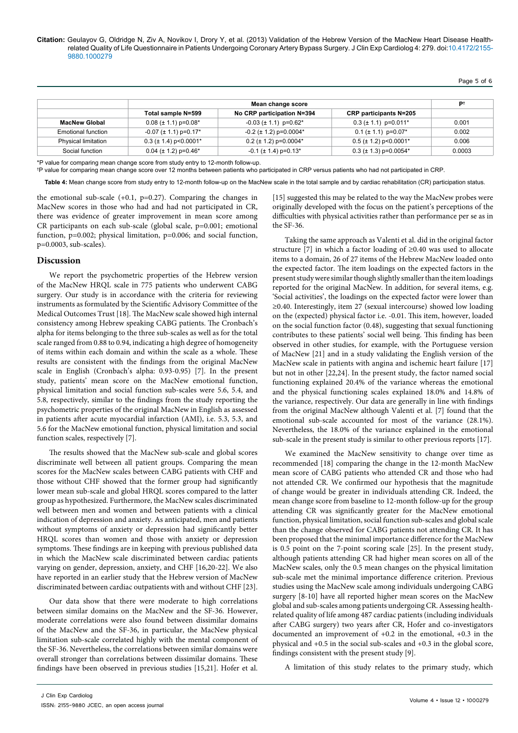| | Mean change score | | | P† |
|---|---|---|---|---|
| | Total sample N=599 | No CRP participation N=394 | CRP participants N=205 | |
| **MacNew Global** | 0.08 (± 1.1) p=0.08* | -0.03 (± 1.1) p=0.62* | 0.3 (± 1.1) p=0.011* | 0.001 |
| Emotional function | -0.07 (± 1.1) p=0.17* | -0.2 (± 1.2) p=0.0004* | 0.1 (± 1.1) p=0.07* | 0.002 |
| Physical limitation | 0.3 (± 1.4) p<0.0001* | 0.2 (± 1.2) p=0.0004* | 0.5 (± 1.2) p<0.0001* | 0.006 |
| Social function | 0.04 (± 1.2) p=0.46* | -0.1 (± 1.4) p=0.13* | 0.3 (± 1.3) p=0.0054* | 0.0003 |

*P value for comparing mean change score from study entry to 12-month follow-up.

†P value for comparing mean change score over 12 months between patients who participated in CRP versus patients who had not participated in CRP.

**Table 4:** Mean change score from study entry to 12-month follow-up on the MacNew scale in the total sample and by cardiac rehabilitation (CR) participation status.

the emotional sub-scale (+0.1, p=0.27). Comparing the changes in MacNew scores in those who had and had not participated in CR, there was evidence of greater improvement in mean score among CR participants on each sub-scale (global scale, p=0.001; emotional function, p=0.002; physical limitation, p=0.006; and social function, p=0.0003, sub-scales).

## Discussion

We report the psychometric properties of the Hebrew version of the MacNew HRQL scale in 775 patients who underwent CABG surgery. Our study is in accordance with the criteria for reviewing instruments as formulated by the Scientific Advisory Committee of the Medical Outcomes Trust [18]. The MacNew scale showed high internal consistency among Hebrew speaking CABG patients. The Cronbach's alpha for items belonging to the three sub-scales as well as for the total scale ranged from 0.88 to 0.94, indicating a high degree of homogeneity of items within each domain and within the scale as a whole. These results are consistent with the findings from the original MacNew scale in English (Cronbach's alpha: 0.93-0.95) [7]. In the present study, patients' mean score on the MacNew emotional function, physical limitation and social function sub-scales were 5.6, 5.4, and 5.8, respectively, similar to the findings from the study reporting the psychometric properties of the original MacNew in English as assessed in patients after acute myocardial infarction (AMI), i.e. 5.3, 5.3, and 5.6 for the MacNew emotional function, physical limitation and social function scales, respectively [7].

The results showed that the MacNew sub-scale and global scores discriminate well between all patient groups. Comparing the mean scores for the MacNew scales between CABG patients with CHF and those without CHF showed that the former group had significantly lower mean sub-scale and global HRQL scores compared to the latter group as hypothesized. Furthermore, the MacNew scales discriminated well between men and women and between patients with a clinical indication of depression and anxiety. As anticipated, men and patients without symptoms of anxiety or depression had significantly better HRQL scores than women and those with anxiety or depression symptoms. These findings are in keeping with previous published data in which the MacNew scale discriminated between cardiac patients varying on gender, depression, anxiety, and CHF [16,20-22]. We also have reported in an earlier study that the Hebrew version of MacNew discriminated between cardiac outpatients with and without CHF [23].

Our data show that there were moderate to high correlations between similar domains on the MacNew and the SF-36. However, moderate correlations were also found between dissimilar domains of the MacNew and the SF-36, in particular, the MacNew physical limitation sub-scale correlated highly with the mental component of the SF-36. Nevertheless, the correlations between similar domains were overall stronger than correlations between dissimilar domains. These findings have been observed in previous studies [15,21]. Hofer et al. [15] suggested this may be related to the way the MacNew probes were originally developed with the focus on the patient's perceptions of the difficulties with physical activities rather than performance per se as in the SF-36.

Taking the same approach as Valenti et al. did in the original factor structure [7] in which a factor loading of ≥0.40 was used to allocate items to a domain, 26 of 27 items of the Hebrew MacNew loaded onto the expected factor. The item loadings on the expected factors in the present study were similar though slightly smaller than the item loadings reported for the original MacNew. In addition, for several items, e.g. 'Social activities', the loadings on the expected factor were lower than ≥0.40. Interestingly, item 27 (sexual intercourse) showed low loading on the (expected) physical factor i.e. -0.01. This item, however, loaded on the social function factor (0.48), suggesting that sexual functioning contributes to these patients' social well being. This finding has been observed in other studies, for example, with the Portuguese version of MacNew [21] and in a study validating the English version of the MacNew scale in patients with angina and ischemic heart failure [17] but not in other [22,24]. In the present study, the factor named social functioning explained 20.4% of the variance whereas the emotional and the physical functioning scales explained 18.0% and 14.8% of the variance, respectively. Our data are generally in line with findings from the original MacNew although Valenti et al. [7] found that the emotional sub-scale accounted for most of the variance (28.1%). Nevertheless, the 18.0% of the variance explained in the emotional sub-scale in the present study is similar to other previous reports [17].

We examined the MacNew sensitivity to change over time as recommended [18] comparing the change in the 12-month MacNew mean score of CABG patients who attended CR and those who had not attended CR. We confirmed our hypothesis that the magnitude of change would be greater in individuals attending CR. Indeed, the mean change score from baseline to 12-month follow-up for the group attending CR was significantly greater for the MacNew emotional function, physical limitation, social function sub-scales and global scale than the change observed for CABG patients not attending CR. It has been proposed that the minimal importance difference for the MacNew is 0.5 point on the 7-point scoring scale [25]. In the present study, although patients attending CR had higher mean scores on all of the MacNew scales, only the 0.5 mean changes on the physical limitation sub-scale met the minimal importance difference criterion. Previous studies using the MacNew scale among individuals undergoing CABG surgery [8-10] have all reported higher mean scores on the MacNew global and sub-scales among patients undergoing CR. Assessing health-related quality of life among 487 cardiac patients (including individuals after CABG surgery) two years after CR, Hofer and co-investigators documented an improvement of +0.2 in the emotional, +0.3 in the physical and +0.5 in the social sub-scales and +0.3 in the global score, findings consistent with the present study [9].

A limitation of this study relates to the primary study, which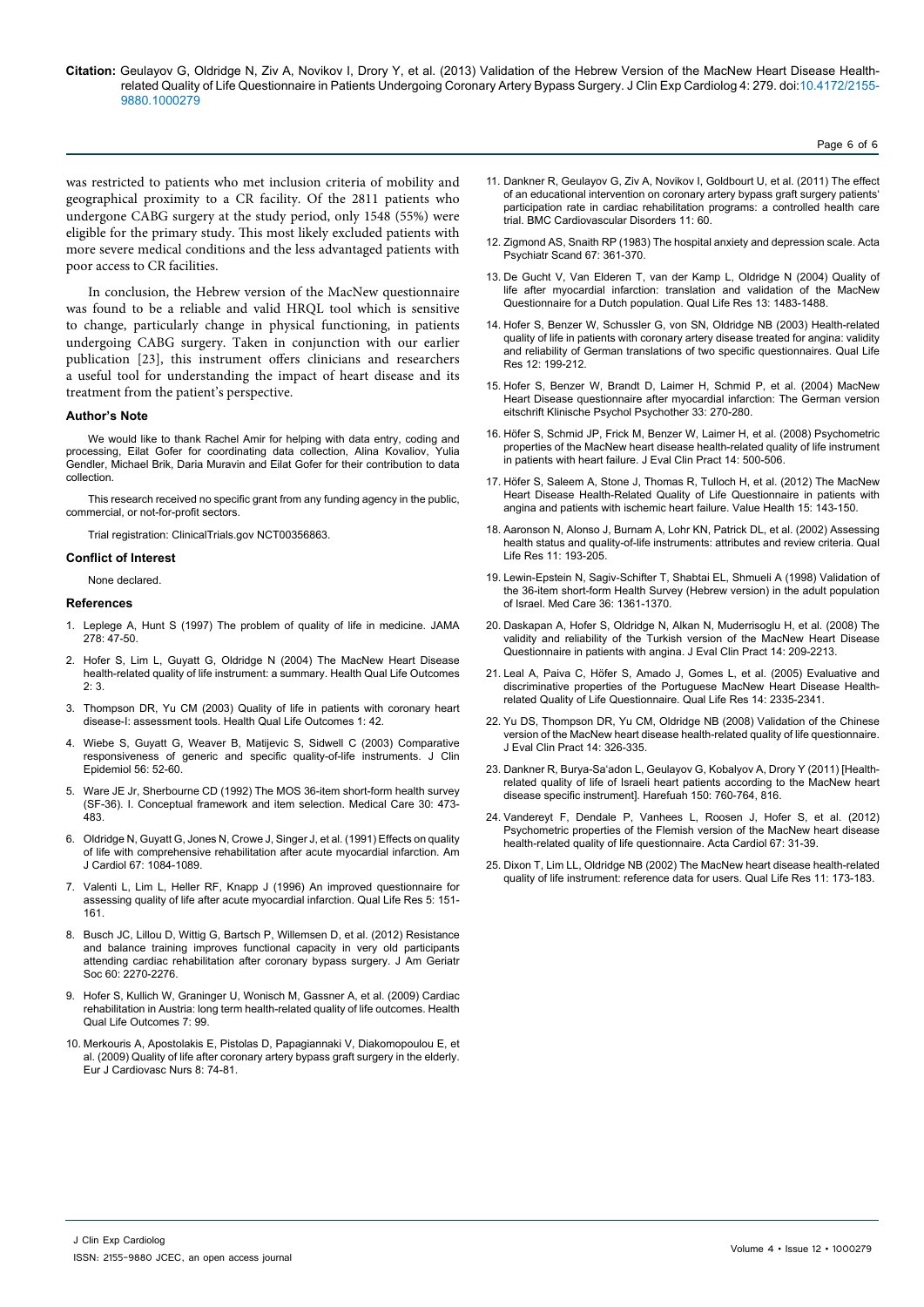was restricted to patients who met inclusion criteria of mobility and geographical proximity to a CR facility. Of the 2811 patients who undergone CABG surgery at the study period, only 1548 (55%) were eligible for the primary study. This most likely excluded patients with more severe medical conditions and the less advantaged patients with poor access to CR facilities.

In conclusion, the Hebrew version of the MacNew questionnaire was found to be a reliable and valid HRQL tool which is sensitive to change, particularly change in physical functioning, in patients undergoing CABG surgery. Taken in conjunction with our earlier publication [23], this instrument offers clinicians and researchers a useful tool for understanding the impact of heart disease and its treatment from the patient's perspective.

### Author's Note

We would like to thank Rachel Amir for helping with data entry, coding and processing, Eilat Gofer for coordinating data collection, Alina Kovaliov, Yulia Gendler, Michael Brik, Daria Muravin and Eilat Gofer for their contribution to data collection.

This research received no specific grant from any funding agency in the public, commercial, or not-for-profit sectors.

Trial registration: ClinicalTrials.gov NCT00356863.

### Conflict of Interest

None declared.

### References

1. Leplege A, Hunt S (1997) The problem of quality of life in medicine. JAMA 278: 47-50.
2. Hofer S, Lim L, Guyatt G, Oldridge N (2004) The MacNew Heart Disease health-related quality of life instrument: a summary. Health Qual Life Outcomes 2: 3.
3. Thompson DR, Yu CM (2003) Quality of life in patients with coronary heart disease-I: assessment tools. Health Qual Life Outcomes 1: 42.
4. Wiebe S, Guyatt G, Weaver B, Matijevic S, Sidwell C (2003) Comparative responsiveness of generic and specific quality-of-life instruments. J Clin Epidemiol 56: 52-60.
5. Ware JE Jr, Sherbourne CD (1992) The MOS 36-item short-form health survey (SF-36). I. Conceptual framework and item selection. Medical Care 30: 473-483.
6. Oldridge N, Guyatt G, Jones N, Crowe J, Singer J, et al. (1991) Effects on quality of life with comprehensive rehabilitation after acute myocardial infarction. Am J Cardiol 67: 1084-1089.
7. Valenti L, Lim L, Heller RF, Knapp J (1996) An improved questionnaire for assessing quality of life after acute myocardial infarction. Qual Life Res 5: 151-161.
8. Busch JC, Lillou D, Wittig G, Bartsch P, Willemsen D, et al. (2012) Resistance and balance training improves functional capacity in very old participants attending cardiac rehabilitation after coronary bypass surgery. J Am Geriatr Soc 60: 2270-2276.
9. Hofer S, Kullich W, Graninger U, Wonisch M, Gassner A, et al. (2009) Cardiac rehabilitation in Austria: long term health-related quality of life outcomes. Health Qual Life Outcomes 7: 99.
10. Merkouris A, Apostolakis E, Pistolas D, Papagiannaki V, Diakomopoulou E, et al. (2009) Quality of life after coronary artery bypass graft surgery in the elderly. Eur J Cardiovasc Nurs 8: 74-81.
11. Dankner R, Geulayov G, Ziv A, Novikov I, Goldbourt U, et al. (2011) The effect of an educational intervention on coronary artery bypass graft surgery patients' participation rate in cardiac rehabilitation programs: a controlled health care trial. BMC Cardiovascular Disorders 11: 60.
12. Zigmond AS, Snaith RP (1983) The hospital anxiety and depression scale. Acta Psychiatr Scand 67: 361-370.
13. De Gucht V, Van Elderen T, van der Kamp L, Oldridge N (2004) Quality of life after myocardial infarction: translation and validation of the MacNew Questionnaire for a Dutch population. Qual Life Res 13: 1483-1488.
14. Hofer S, Benzer W, Schussler G, von SN, Oldridge NB (2003) Health-related quality of life in patients with coronary artery disease treated for angina: validity and reliability of German translations of two specific questionnaires. Qual Life Res 12: 199-212.
15. Hofer S, Benzer W, Brandt D, Laimer H, Schmid P, et al. (2004) MacNew Heart Disease questionnaire after myocardial infarction: The German version eitschrift Klinische Psychol Psychother 33: 270-280.
16. Höfer S, Schmid JP, Frick M, Benzer W, Laimer H, et al. (2008) Psychometric properties of the MacNew heart disease health-related quality of life instrument in patients with heart failure. J Eval Clin Pract 14: 500-506.
17. Höfer S, Saleem A, Stone J, Thomas R, Tulloch H, et al. (2012) The MacNew Heart Disease Health-Related Quality of Life Questionnaire in patients with angina and patients with ischemic heart failure. Value Health 15: 143-150.
18. Aaronson N, Alonso J, Burnam A, Lohr KN, Patrick DL, et al. (2002) Assessing health status and quality-of-life instruments: attributes and review criteria. Qual Life Res 11: 193-205.
19. Lewin-Epstein N, Sagiv-Schifter T, Shabtai EL, Shmueli A (1998) Validation of the 36-item short-form Health Survey (Hebrew version) in the adult population of Israel. Med Care 36: 1361-1370.
20. Daskapan A, Hofer S, Oldridge N, Alkan N, Muderrisoglu H, et al. (2008) The validity and reliability of the Turkish version of the MacNew Heart Disease Questionnaire in patients with angina. J Eval Clin Pract 14: 209-2213.
21. Leal A, Paiva C, Höfer S, Amado J, Gomes L, et al. (2005) Evaluative and discriminative properties of the Portuguese MacNew Heart Disease Health-related Quality of Life Questionnaire. Qual Life Res 14: 2335-2341.
22. Yu DS, Thompson DR, Yu CM, Oldridge NB (2008) Validation of the Chinese version of the MacNew heart disease health-related quality of life questionnaire. J Eval Clin Pract 14: 326-335.
23. Dankner R, Burya-Sa'adon L, Geulayov G, Kobalyov A, Drory Y (2011) [Health-related quality of life of Israeli heart patients according to the MacNew heart disease specific instrument]. Harefuah 150: 760-764, 816.
24. Vandereyt F, Dendale P, Vanhees L, Roosen J, Hofer S, et al. (2012) Psychometric properties of the Flemish version of the MacNew heart disease health-related quality of life questionnaire. Acta Cardiol 67: 31-39.
25. Dixon T, Lim LL, Oldridge NB (2002) The MacNew heart disease health-related quality of life instrument: reference data for users. Qual Life Res 11: 173-183.